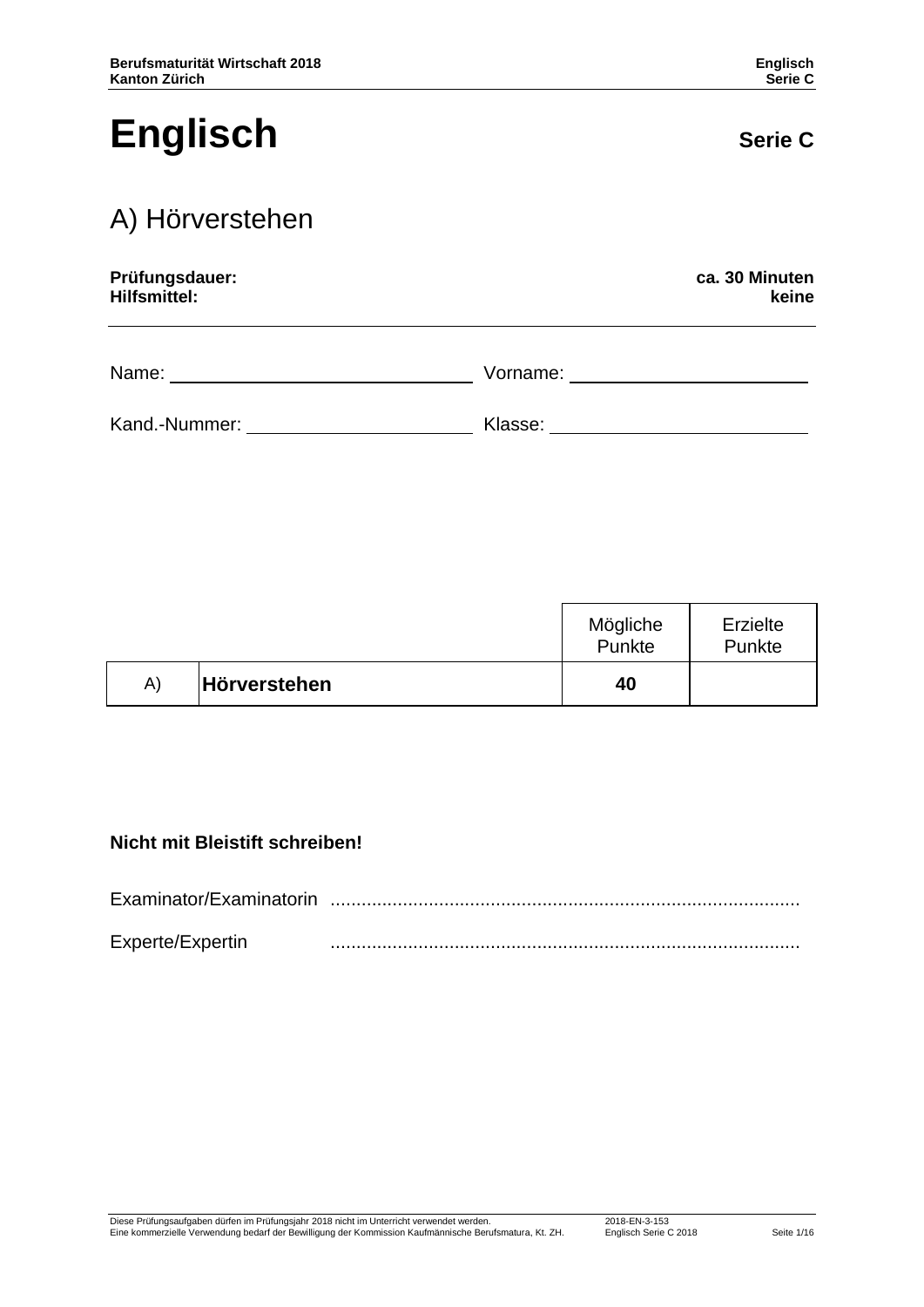# Englisch

**Serie C**

## A) Hörverstehen

**Prüfungsdauer:** **ca. 30 Minuten**
**Hilfsmittel:** **keine**

Name: ______________________ Vorname: ______________________

Kand.-Nummer: ______________________ Klasse: ______________________

| | | Mögliche Punkte | Erzielte Punkte |
|---|---|---|---|
| A) | **Hörverstehen** | **40** | |

**Nicht mit Bleistift schreiben!**

Examinator/Examinatorin ..........................................................................................

Experte/Expertin ..........................................................................................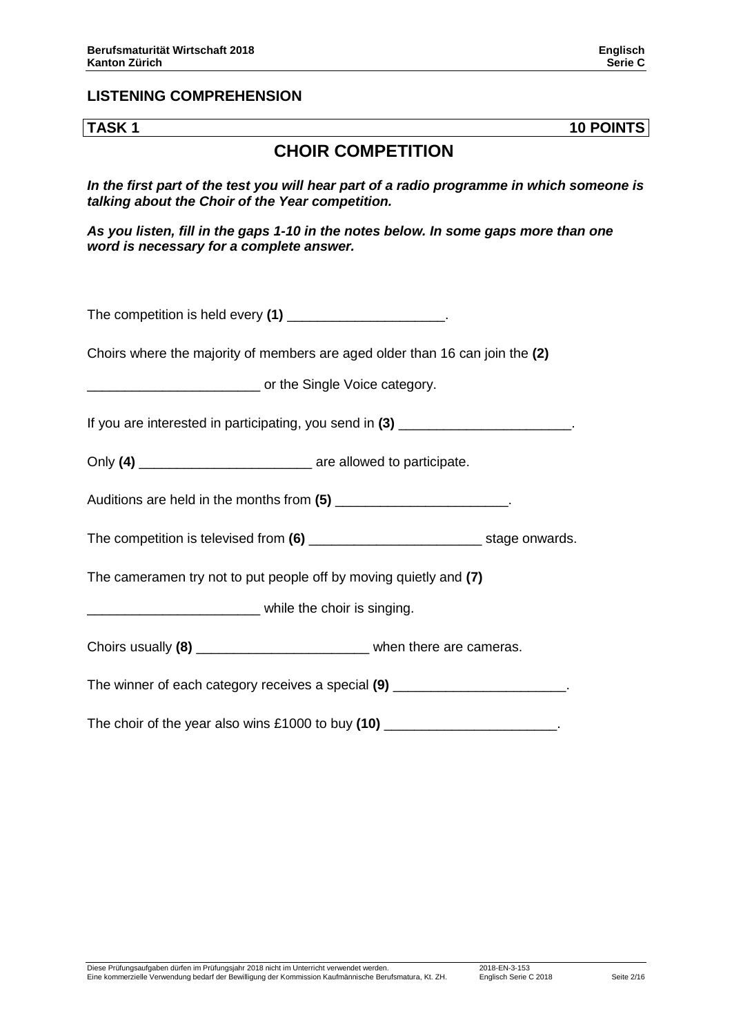## LISTENING COMPREHENSION

**TASK 1** **10 POINTS**

# CHOIR COMPETITION

***In the first part of the test you will hear part of a radio programme in which someone is talking about the Choir of the Year competition.***

***As you listen, fill in the gaps 1-10 in the notes below. In some gaps more than one word is necessary for a complete answer.***

The competition is held every **(1)** _____________________.

Choirs where the majority of members are aged older than 16 can join the **(2)** _______________________ or the Single Voice category.

If you are interested in participating, you send in **(3)** _______________________.

Only **(4)** _______________________ are allowed to participate.

Auditions are held in the months from **(5)** _______________________.

The competition is televised from **(6)** _______________________ stage onwards.

The cameramen try not to put people off by moving quietly and **(7)** _______________________ while the choir is singing.

Choirs usually **(8)** _______________________ when there are cameras.

The winner of each category receives a special **(9)** _______________________.

The choir of the year also wins £1000 to buy **(10)** _______________________.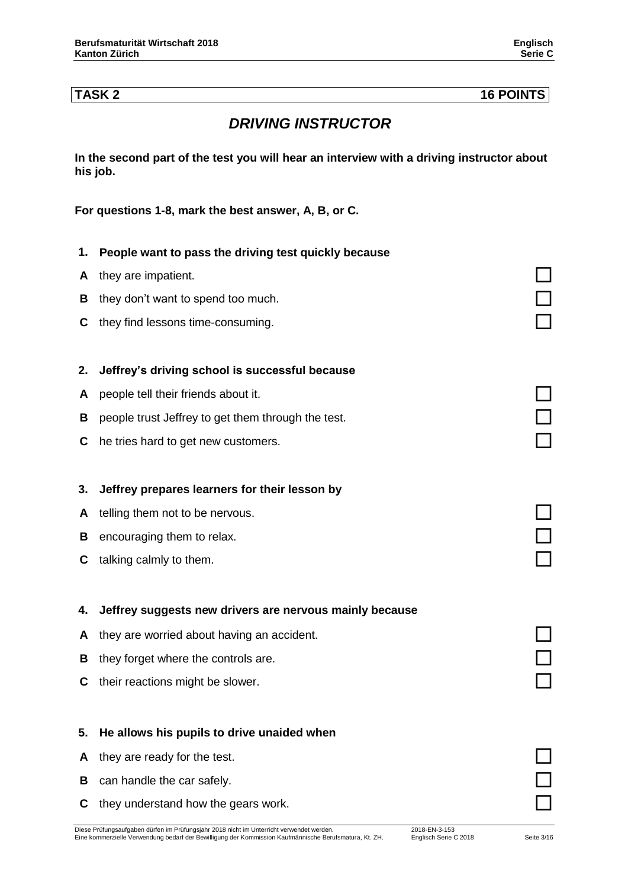**TASK 2 16 POINTS**

# *DRIVING INSTRUCTOR*

**In the second part of the test you will hear an interview with a driving instructor about his job.**

**For questions 1-8, mark the best answer, A, B, or C.**

**1. People want to pass the driving test quickly because**

- **A** they are impatient. ☐
- **B** they don't want to spend too much. ☐
- **C** they find lessons time-consuming. ☐

**2. Jeffrey's driving school is successful because**

- **A** people tell their friends about it. ☐
- **B** people trust Jeffrey to get them through the test. ☐
- **C** he tries hard to get new customers. ☐

**3. Jeffrey prepares learners for their lesson by**

- **A** telling them not to be nervous. ☐
- **B** encouraging them to relax. ☐
- **C** talking calmly to them. ☐

**4. Jeffrey suggests new drivers are nervous mainly because**

- **A** they are worried about having an accident. ☐
- **B** they forget where the controls are. ☐
- **C** their reactions might be slower. ☐

**5. He allows his pupils to drive unaided when**

- **A** they are ready for the test. ☐
- **B** can handle the car safely. ☐
- **C** they understand how the gears work. ☐

Diese Prüfungsaufgaben dürfen im Prüfungsjahr 2018 nicht im Unterricht verwendet werden.
Eine kommerzielle Verwendung bedarf der Bewilligung der Kommission Kaufmännische Berufsmatura, Kt. ZH.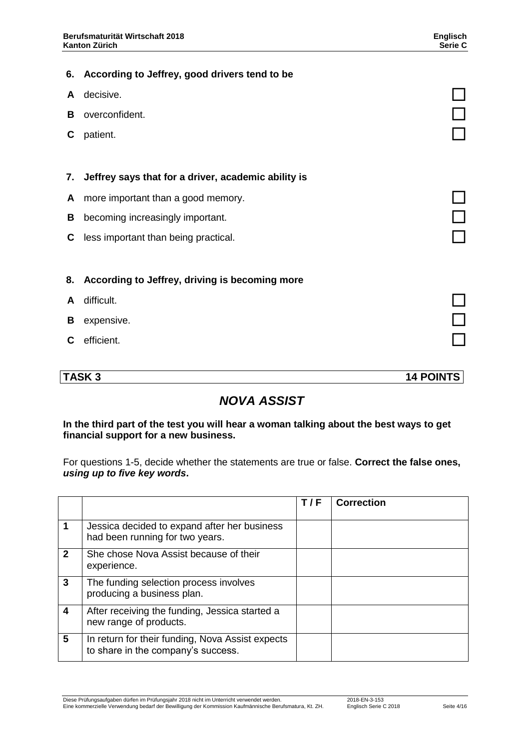**6. According to Jeffrey, good drivers tend to be**

- **A** decisive. ☐
- **B** overconfident. ☐
- **C** patient. ☐

**7. Jeffrey says that for a driver, academic ability is**

- **A** more important than a good memory. ☐
- **B** becoming increasingly important. ☐
- **C** less important than being practical. ☐

**8. According to Jeffrey, driving is becoming more**

- **A** difficult. ☐
- **B** expensive. ☐
- **C** efficient. ☐

## TASK 3 — 14 POINTS

## *NOVA ASSIST*

**In the third part of the test you will hear a woman talking about the best ways to get financial support for a new business.**

For questions 1-5, decide whether the statements are true or false. **Correct the false ones, *using up to five key words*.**

| | | T / F | Correction |
|---|---|---|---|
| 1 | Jessica decided to expand after her business had been running for two years. | | |
| 2 | She chose Nova Assist because of their experience. | | |
| 3 | The funding selection process involves producing a business plan. | | |
| 4 | After receiving the funding, Jessica started a new range of products. | | |
| 5 | In return for their funding, Nova Assist expects to share in the company's success. | | |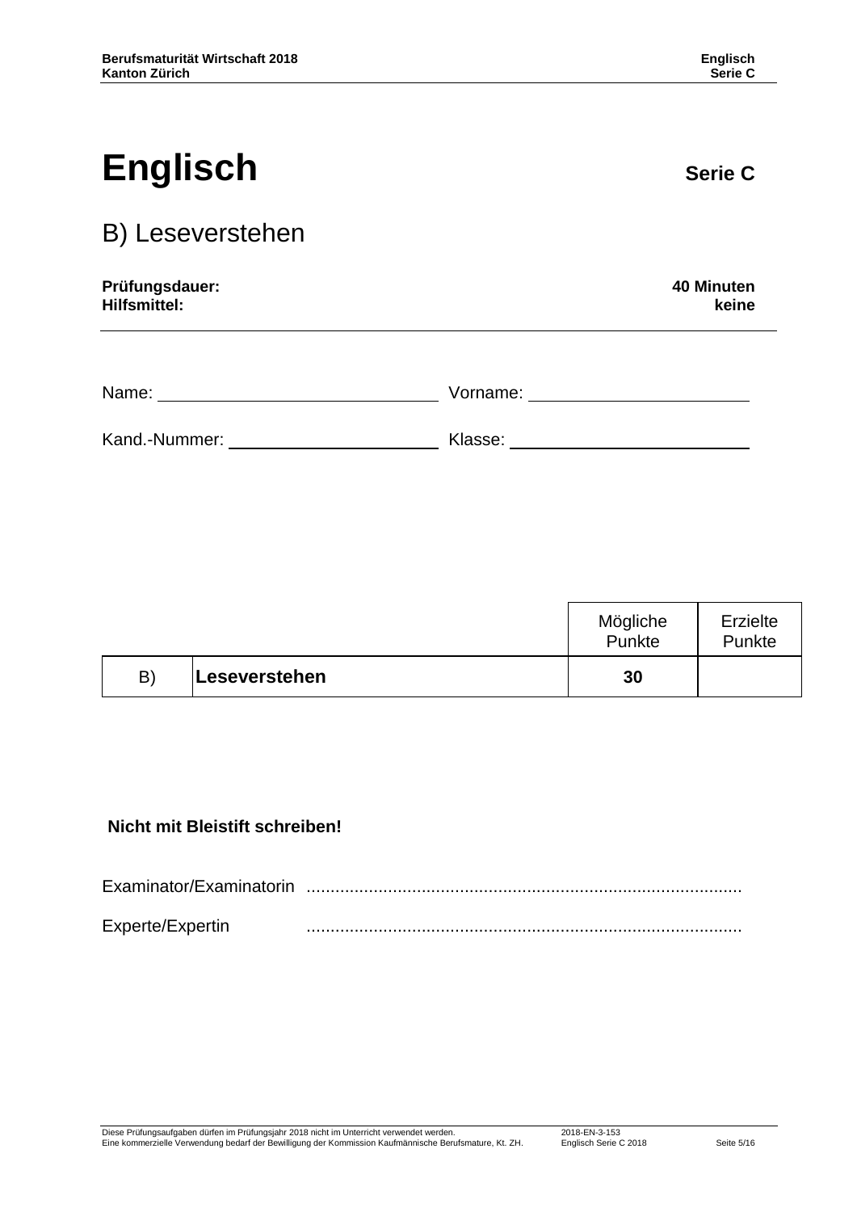# Englisch **Serie C**

## B) Leseverstehen

**Prüfungsdauer:** **40 Minuten**
**Hilfsmittel:** **keine**

Name: ______________________ Vorname: ______________________

Kand.-Nummer: ______________________ Klasse: ______________________

| | | Mögliche Punkte | Erzielte Punkte |
|---|---|---|---|
| B) | **Leseverstehen** | **30** | |

**Nicht mit Bleistift schreiben!**

Examinator/Examinatorin ..........................................................................................

Experte/Expertin ..........................................................................................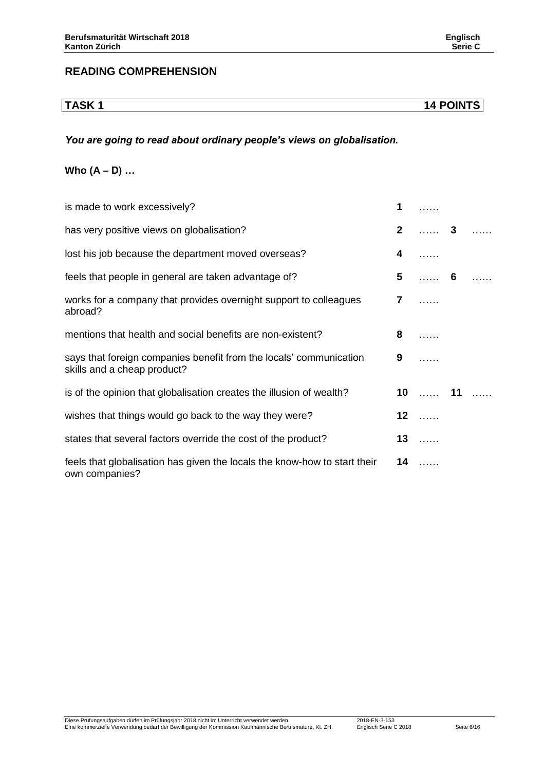## READING COMPREHENSION

| TASK 1 | 14 POINTS |
|---|---|

***You are going to read about ordinary people's views on globalisation.***

**Who (A – D) …**

| | | | | |
|---|---|---|---|---|
| is made to work excessively? | **1** | …… | | |
| has very positive views on globalisation? | **2** | …… | **3** | …… |
| lost his job because the department moved overseas? | **4** | …… | | |
| feels that people in general are taken advantage of? | **5** | …… | **6** | …… |
| works for a company that provides overnight support to colleagues abroad? | **7** | …… | | |
| mentions that health and social benefits are non-existent? | **8** | …… | | |
| says that foreign companies benefit from the locals' communication skills and a cheap product? | **9** | …… | | |
| is of the opinion that globalisation creates the illusion of wealth? | **10** | …… | **11** | …… |
| wishes that things would go back to the way they were? | **12** | …… | | |
| states that several factors override the cost of the product? | **13** | …… | | |
| feels that globalisation has given the locals the know-how to start their own companies? | **14** | …… | | |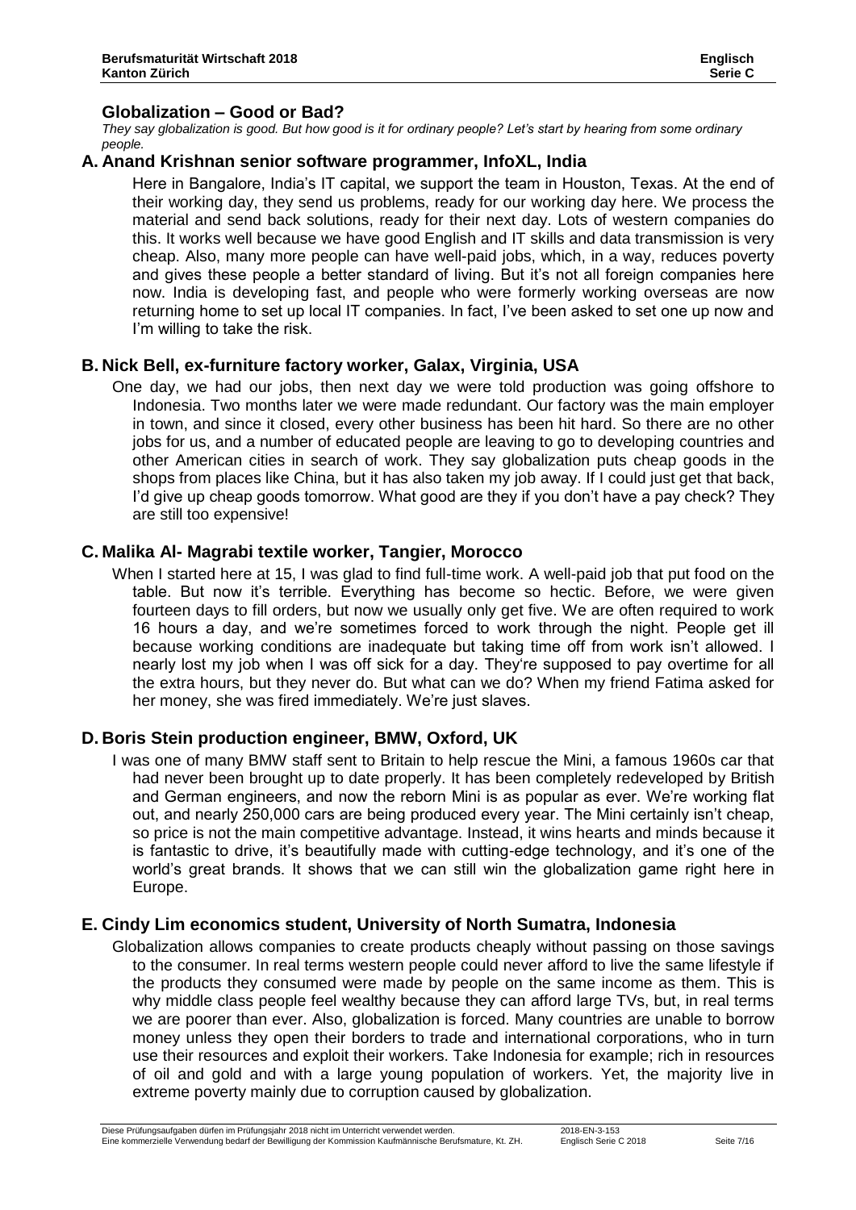## Globalization – Good or Bad?

*They say globalization is good. But how good is it for ordinary people? Let's start by hearing from some ordinary people.*

### A. Anand Krishnan senior software programmer, InfoXL, India

Here in Bangalore, India's IT capital, we support the team in Houston, Texas. At the end of their working day, they send us problems, ready for our working day here. We process the material and send back solutions, ready for their next day. Lots of western companies do this. It works well because we have good English and IT skills and data transmission is very cheap. Also, many more people can have well-paid jobs, which, in a way, reduces poverty and gives these people a better standard of living. But it's not all foreign companies here now. India is developing fast, and people who were formerly working overseas are now returning home to set up local IT companies. In fact, I've been asked to set one up now and I'm willing to take the risk.

### B. Nick Bell, ex-furniture factory worker, Galax, Virginia, USA

One day, we had our jobs, then next day we were told production was going offshore to Indonesia. Two months later we were made redundant. Our factory was the main employer in town, and since it closed, every other business has been hit hard. So there are no other jobs for us, and a number of educated people are leaving to go to developing countries and other American cities in search of work. They say globalization puts cheap goods in the shops from places like China, but it has also taken my job away. If I could just get that back, I'd give up cheap goods tomorrow. What good are they if you don't have a pay check? They are still too expensive!

### C. Malika Al- Magrabi textile worker, Tangier, Morocco

When I started here at 15, I was glad to find full-time work. A well-paid job that put food on the table. But now it's terrible. Everything has become so hectic. Before, we were given fourteen days to fill orders, but now we usually only get five. We are often required to work 16 hours a day, and we're sometimes forced to work through the night. People get ill because working conditions are inadequate but taking time off from work isn't allowed. I nearly lost my job when I was off sick for a day. They're supposed to pay overtime for all the extra hours, but they never do. But what can we do? When my friend Fatima asked for her money, she was fired immediately. We're just slaves.

### D. Boris Stein production engineer, BMW, Oxford, UK

I was one of many BMW staff sent to Britain to help rescue the Mini, a famous 1960s car that had never been brought up to date properly. It has been completely redeveloped by British and German engineers, and now the reborn Mini is as popular as ever. We're working flat out, and nearly 250,000 cars are being produced every year. The Mini certainly isn't cheap, so price is not the main competitive advantage. Instead, it wins hearts and minds because it is fantastic to drive, it's beautifully made with cutting-edge technology, and it's one of the world's great brands. It shows that we can still win the globalization game right here in Europe.

### E. Cindy Lim economics student, University of North Sumatra, Indonesia

Globalization allows companies to create products cheaply without passing on those savings to the consumer. In real terms western people could never afford to live the same lifestyle if the products they consumed were made by people on the same income as them. This is why middle class people feel wealthy because they can afford large TVs, but, in real terms we are poorer than ever. Also, globalization is forced. Many countries are unable to borrow money unless they open their borders to trade and international corporations, who in turn use their resources and exploit their workers. Take Indonesia for example; rich in resources of oil and gold and with a large young population of workers. Yet, the majority live in extreme poverty mainly due to corruption caused by globalization.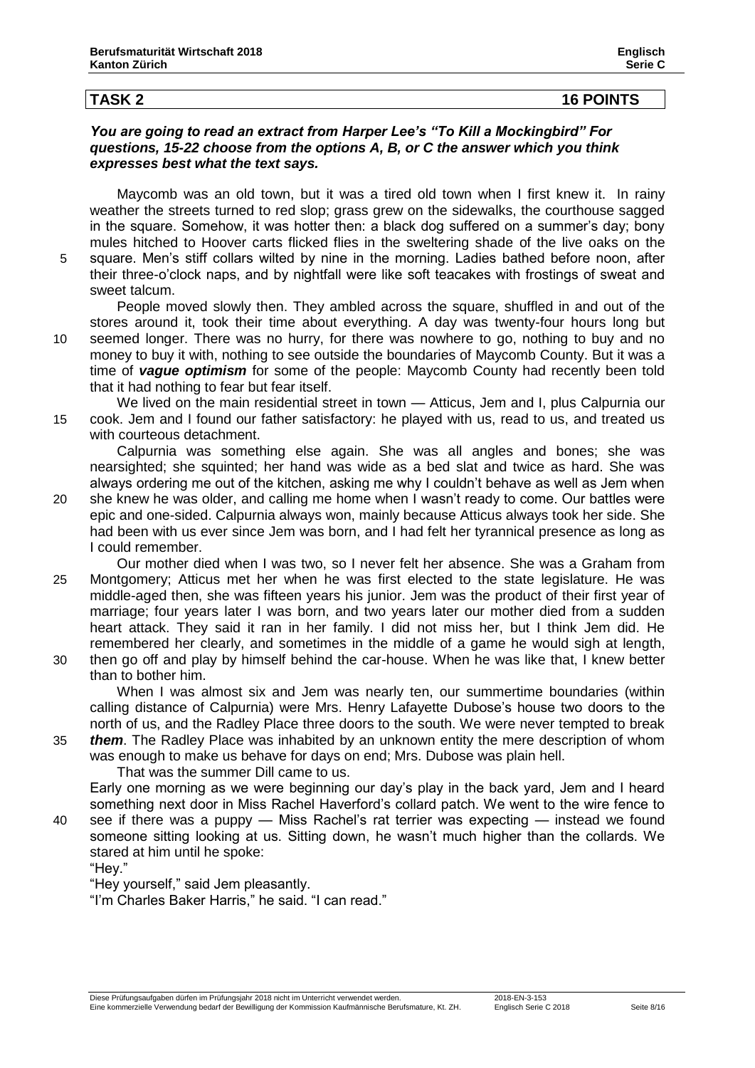**TASK 2** **16 POINTS**

***You are going to read an extract from Harper Lee's "To Kill a Mockingbird" For questions, 15-22 choose from the options A, B, or C the answer which you think expresses best what the text says.***

Maycomb was an old town, but it was a tired old town when I first knew it. In rainy weather the streets turned to red slop; grass grew on the sidewalks, the courthouse sagged in the square. Somehow, it was hotter then: a black dog suffered on a summer's day; bony mules hitched to Hoover carts flicked flies in the sweltering shade of the live oaks on the square. Men's stiff collars wilted by nine in the morning. Ladies bathed before noon, after their three-o'clock naps, and by nightfall were like soft teacakes with frostings of sweat and sweet talcum.

People moved slowly then. They ambled across the square, shuffled in and out of the stores around it, took their time about everything. A day was twenty-four hours long but seemed longer. There was no hurry, for there was nowhere to go, nothing to buy and no money to buy it with, nothing to see outside the boundaries of Maycomb County. But it was a time of ***vague optimism*** for some of the people: Maycomb County had recently been told that it had nothing to fear but fear itself.

We lived on the main residential street in town — Atticus, Jem and I, plus Calpurnia our cook. Jem and I found our father satisfactory: he played with us, read to us, and treated us with courteous detachment.

Calpurnia was something else again. She was all angles and bones; she was nearsighted; she squinted; her hand was wide as a bed slat and twice as hard. She was always ordering me out of the kitchen, asking me why I couldn't behave as well as Jem when she knew he was older, and calling me home when I wasn't ready to come. Our battles were epic and one-sided. Calpurnia always won, mainly because Atticus always took her side. She had been with us ever since Jem was born, and I had felt her tyrannical presence as long as I could remember.

Our mother died when I was two, so I never felt her absence. She was a Graham from Montgomery; Atticus met her when he was first elected to the state legislature. He was middle-aged then, she was fifteen years his junior. Jem was the product of their first year of marriage; four years later I was born, and two years later our mother died from a sudden heart attack. They said it ran in her family. I did not miss her, but I think Jem did. He remembered her clearly, and sometimes in the middle of a game he would sigh at length, then go off and play by himself behind the car-house. When he was like that, I knew better than to bother him.

When I was almost six and Jem was nearly ten, our summertime boundaries (within calling distance of Calpurnia) were Mrs. Henry Lafayette Dubose's house two doors to the north of us, and the Radley Place three doors to the south. We were never tempted to break ***them***. The Radley Place was inhabited by an unknown entity the mere description of whom was enough to make us behave for days on end; Mrs. Dubose was plain hell.

That was the summer Dill came to us.

Early one morning as we were beginning our day's play in the back yard, Jem and I heard something next door in Miss Rachel Haverford's collard patch. We went to the wire fence to see if there was a puppy — Miss Rachel's rat terrier was expecting — instead we found someone sitting looking at us. Sitting down, he wasn't much higher than the collards. We stared at him until he spoke:

"Hey."

"Hey yourself," said Jem pleasantly.

"I'm Charles Baker Harris," he said. "I can read."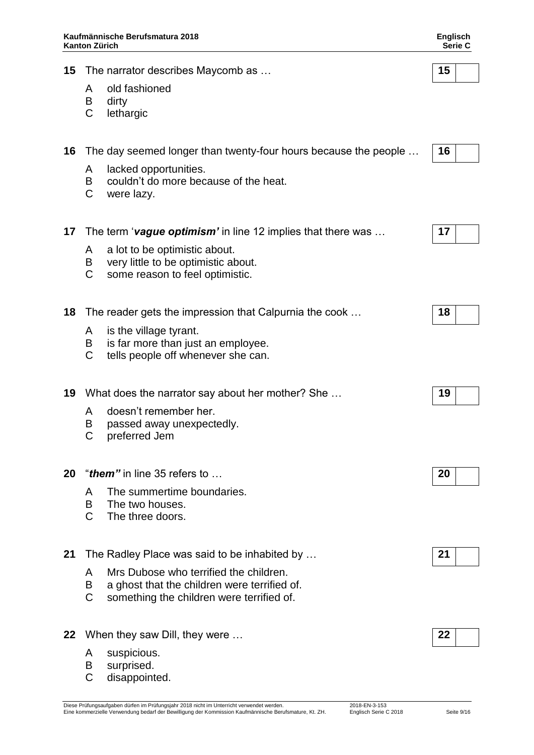**15** The narrator describes Maycomb as … **15** [ ]

A old fashioned
B dirty
C lethargic

**16** The day seemed longer than twenty-four hours because the people … **16** [ ]

A lacked opportunities.
B couldn't do more because of the heat.
C were lazy.

**17** The term '***vague optimism'*** in line 12 implies that there was … **17** [ ]

A a lot to be optimistic about.
B very little to be optimistic about.
C some reason to feel optimistic.

**18** The reader gets the impression that Calpurnia the cook … **18** [ ]

A is the village tyrant.
B is far more than just an employee.
C tells people off whenever she can.

**19** What does the narrator say about her mother? She … **19** [ ]

A doesn't remember her.
B passed away unexpectedly.
C preferred Jem

**20** "***them"*** in line 35 refers to … **20** [ ]

A The summertime boundaries.
B The two houses.
C The three doors.

**21** The Radley Place was said to be inhabited by … **21** [ ]

A Mrs Dubose who terrified the children.
B a ghost that the children were terrified of.
C something the children were terrified of.

**22** When they saw Dill, they were … **22** [ ]

A suspicious.
B surprised.
C disappointed.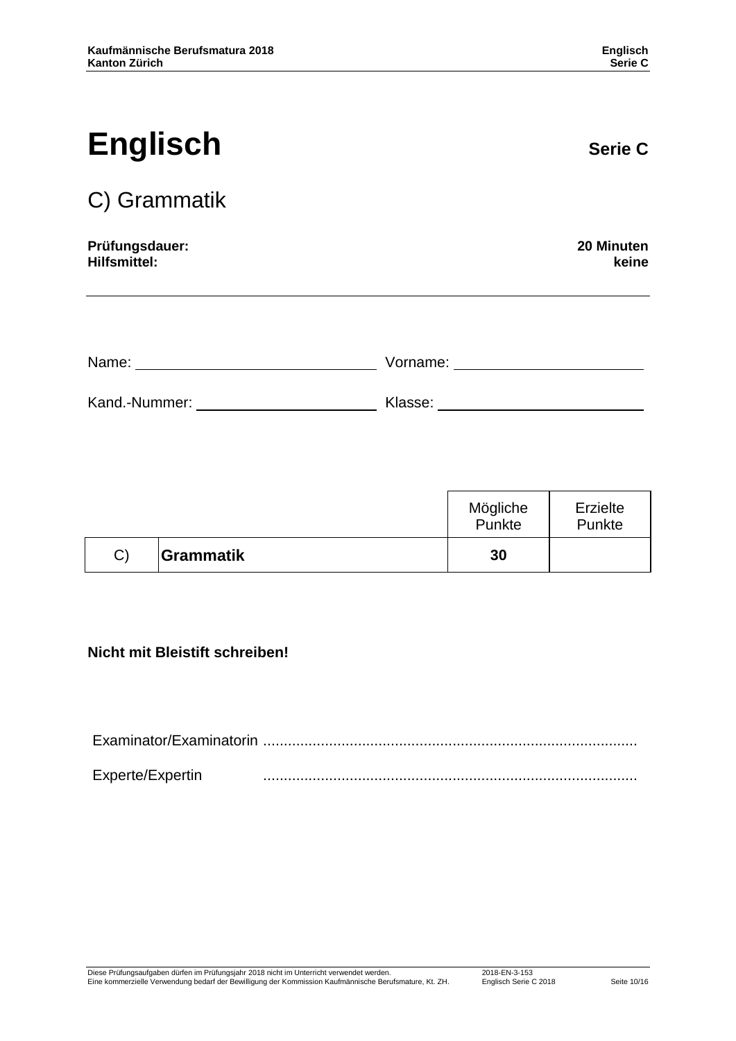# Englisch **Serie C**

## C) Grammatik

**Prüfungsdauer:** **20 Minuten**
**Hilfsmittel:** **keine**

---

Name: ______________________ Vorname: ______________________

Kand.-Nummer: ______________________ Klasse: ______________________

| | | Mögliche Punkte | Erzielte Punkte |
|---|---|---|---|
| C) | **Grammatik** | **30** | |

**Nicht mit Bleistift schreiben!**

Examinator/Examinatorin ..........................................................................................

Experte/Expertin ..........................................................................................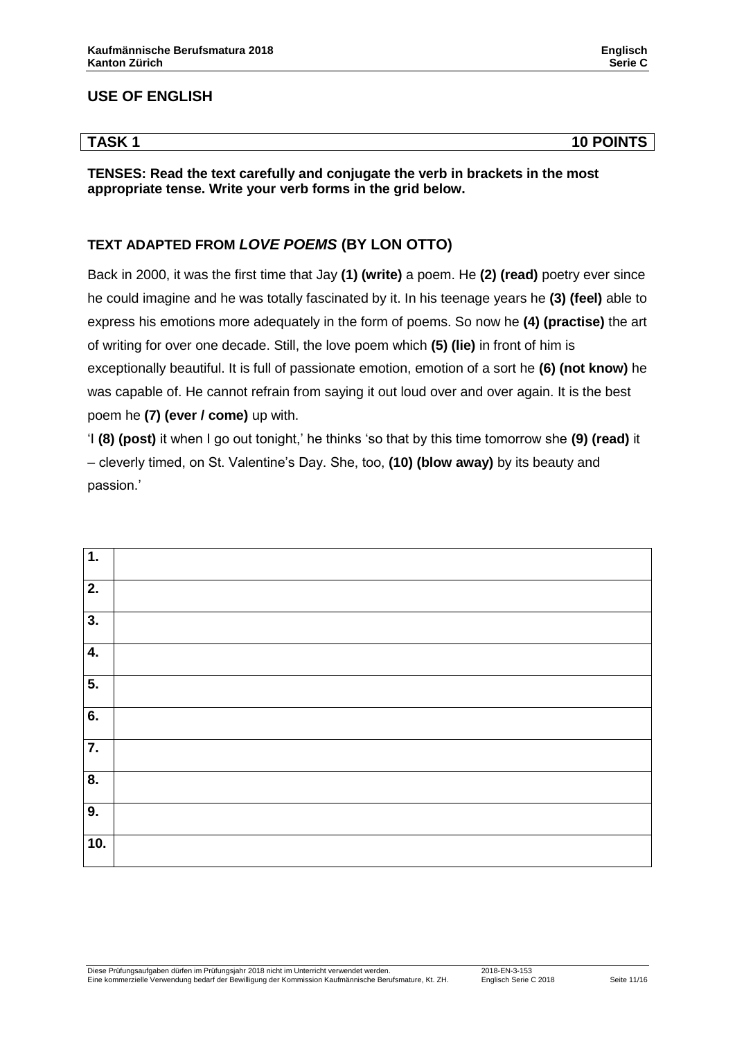## USE OF ENGLISH

| TASK 1 | 10 POINTS |
|---|---|

**TENSES: Read the text carefully and conjugate the verb in brackets in the most appropriate tense. Write your verb forms in the grid below.**

### TEXT ADAPTED FROM *LOVE POEMS* (BY LON OTTO)

Back in 2000, it was the first time that Jay **(1) (write)** a poem. He **(2) (read)** poetry ever since he could imagine and he was totally fascinated by it. In his teenage years he **(3) (feel)** able to express his emotions more adequately in the form of poems. So now he **(4) (practise)** the art of writing for over one decade. Still, the love poem which **(5) (lie)** in front of him is exceptionally beautiful. It is full of passionate emotion, emotion of a sort he **(6) (not know)** he was capable of. He cannot refrain from saying it out loud over and over again. It is the best poem he **(7) (ever / come)** up with.

'I **(8) (post)** it when I go out tonight,' he thinks 'so that by this time tomorrow she **(9) (read)** it – cleverly timed, on St. Valentine's Day. She, too, **(10) (blow away)** by its beauty and passion.'

| | |
|---|---|
| **1.** | |
| **2.** | |
| **3.** | |
| **4.** | |
| **5.** | |
| **6.** | |
| **7.** | |
| **8.** | |
| **9.** | |
| **10.** | |

Diese Prüfungsaufgaben dürfen im Prüfungsjahr 2018 nicht im Unterricht verwendet werden.
Eine kommerzielle Verwendung bedarf der Bewilligung der Kommission Kaufmännische Berufsmature, Kt. ZH.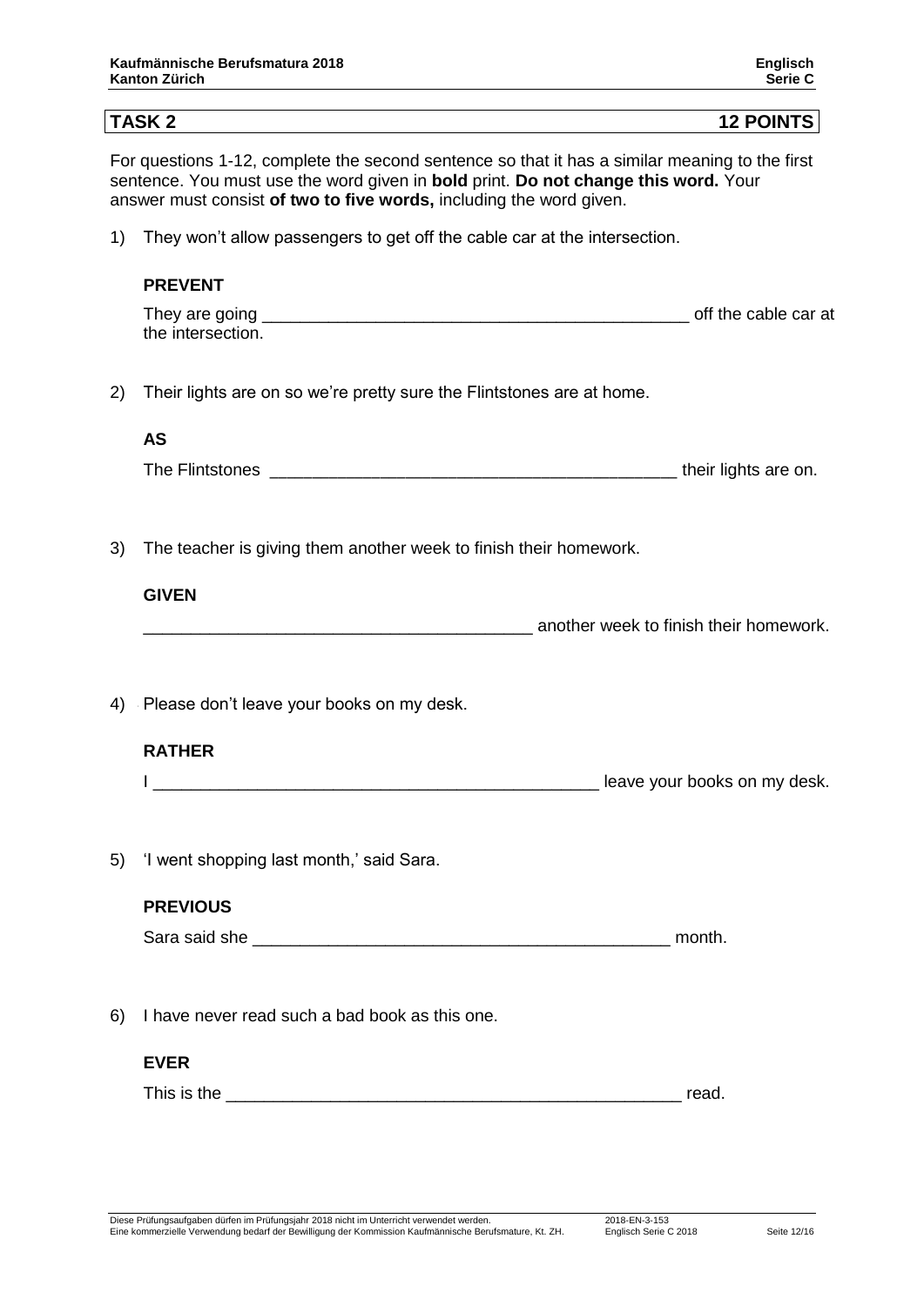## TASK 2 — 12 POINTS

For questions 1-12, complete the second sentence so that it has a similar meaning to the first sentence. You must use the word given in **bold** print. **Do not change this word.** Your answer must consist **of two to five words,** including the word given.

1) They won't allow passengers to get off the cable car at the intersection.

   **PREVENT**

   They are going ____________________________________________ off the cable car at the intersection.

2) Their lights are on so we're pretty sure the Flintstones are at home.

   **AS**

   The Flintstones ____________________________________________ their lights are on.

3) The teacher is giving them another week to finish their homework.

   **GIVEN**

   ____________________________________________ another week to finish their homework.

4) Please don't leave your books on my desk.

   **RATHER**

   I ____________________________________________ leave your books on my desk.

5) 'I went shopping last month,' said Sara.

   **PREVIOUS**

   Sara said she ____________________________________________ month.

6) I have never read such a bad book as this one.

   **EVER**

   This is the ____________________________________________ read.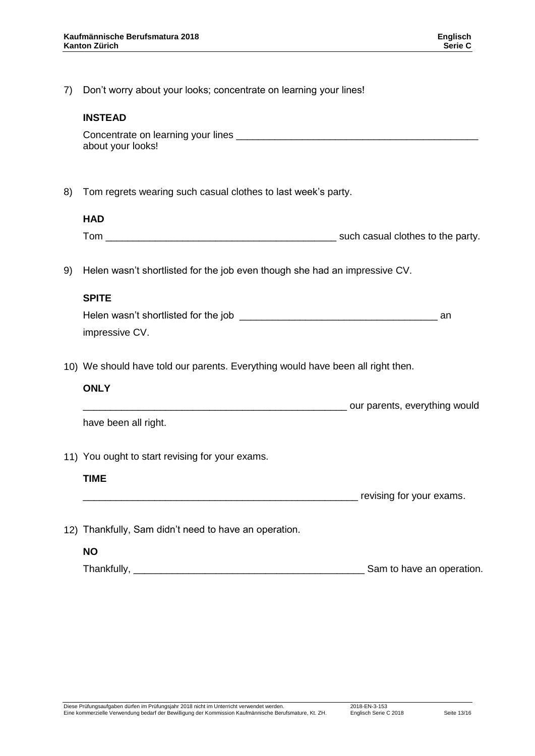7) Don't worry about your looks; concentrate on learning your lines!

**INSTEAD**

Concentrate on learning your lines _____________________________________________ about your looks!

8) Tom regrets wearing such casual clothes to last week's party.

**HAD**

Tom __________________________________________ such casual clothes to the party.

9) Helen wasn't shortlisted for the job even though she had an impressive CV.

**SPITE**

Helen wasn't shortlisted for the job ____________________________________ an impressive CV.

10) We should have told our parents. Everything would have been all right then.

**ONLY**

_________________________________________________ our parents, everything would have been all right.

11) You ought to start revising for your exams.

**TIME**

___________________________________________________ revising for your exams.

12) Thankfully, Sam didn't need to have an operation.

**NO**

Thankfully, __________________________________________ Sam to have an operation.

Diese Prüfungsaufgaben dürfen im Prüfungsjahr 2018 nicht im Unterricht verwendet werden.
Eine kommerzielle Verwendung bedarf der Bewilligung der Kommission Kaufmännische Berufsmature, Kt. ZH.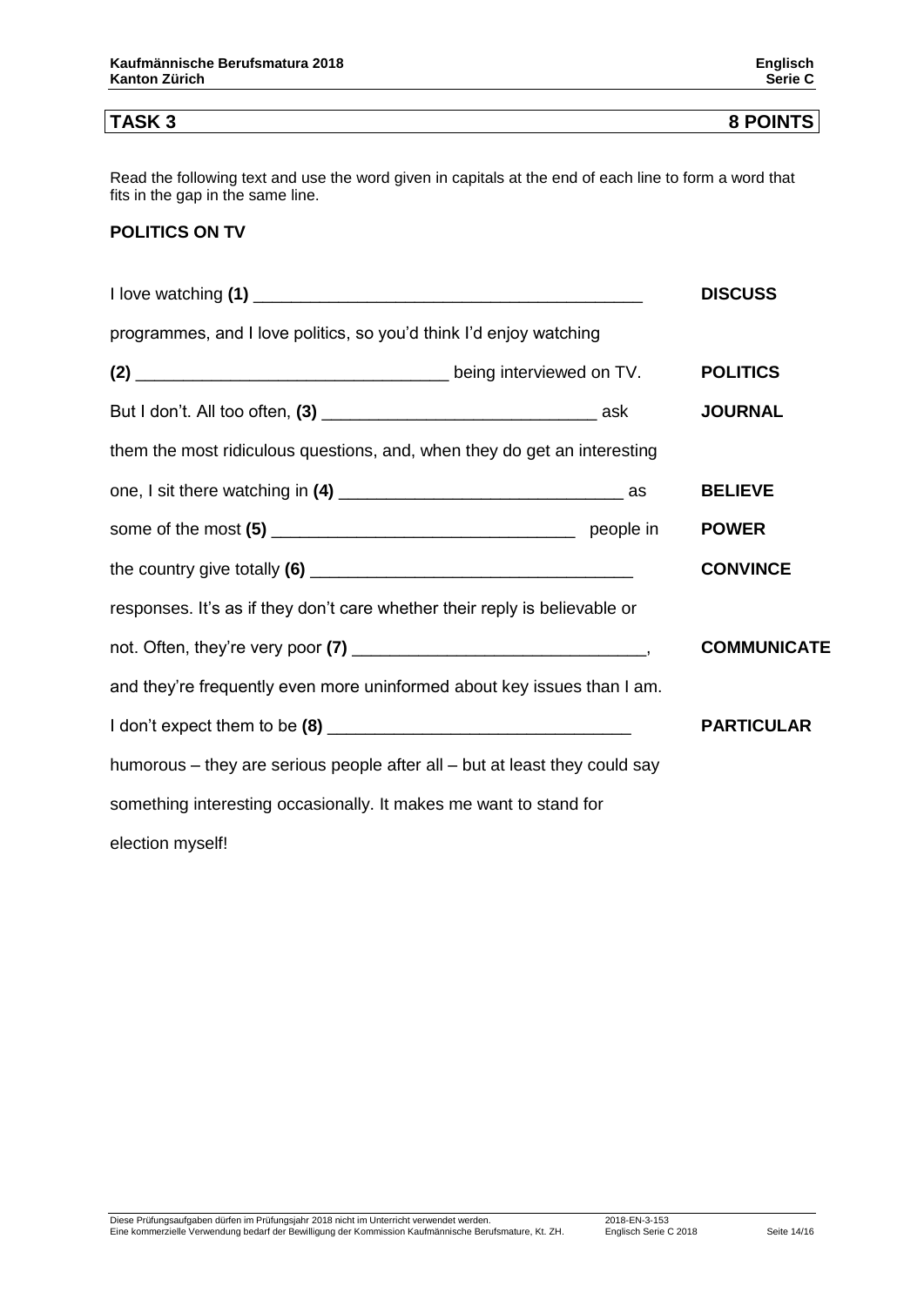| **TASK 3** | **8 POINTS** |
|---|---|

Read the following text and use the word given in capitals at the end of each line to form a word that fits in the gap in the same line.

**POLITICS ON TV**

| | |
|---|---|
| I love watching **(1)** ________________________________________ | **DISCUSS** |
| programmes, and I love politics, so you'd think I'd enjoy watching | |
| **(2)** ________________________________ being interviewed on TV. | **POLITICS** |
| But I don't. All too often, **(3)** ____________________________ ask | **JOURNAL** |
| them the most ridiculous questions, and, when they do get an interesting | |
| one, I sit there watching in **(4)** _____________________________ as | **BELIEVE** |
| some of the most **(5)** _______________________________ people in | **POWER** |
| the country give totally **(6)** _________________________________ | **CONVINCE** |
| responses. It's as if they don't care whether their reply is believable or | |
| not. Often, they're very poor **(7)** ______________________________, | **COMMUNICATE** |
| and they're frequently even more uninformed about key issues than I am. | |
| I don't expect them to be **(8)** _______________________________ | **PARTICULAR** |
| humorous – they are serious people after all – but at least they could say | |
| something interesting occasionally. It makes me want to stand for | |
| election myself! | |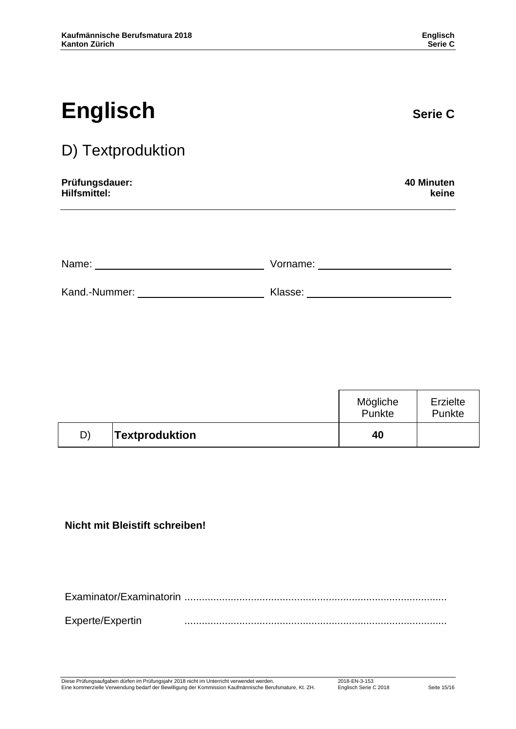# Englisch

**Serie C**

## D) Textproduktion

**Prüfungsdauer:** **40 Minuten**
**Hilfsmittel:** **keine**

Name: ______________________ Vorname: ______________________

Kand.-Nummer: ______________________ Klasse: ______________________

| | | Mögliche Punkte | Erzielte Punkte |
|---|---|---|---|
| D) | **Textproduktion** | **40** | |

**Nicht mit Bleistift schreiben!**

Examinator/Examinatorin ..........................................................................................

Experte/Expertin ..........................................................................................

Diese Prüfungsaufgaben dürfen im Prüfungsjahr 2018 nicht im Unterricht verwendet werden.
Eine kommerzielle Verwendung bedarf der Bewilligung der Kommission Kaufmännische Berufsmature, Kt. ZH.

2018-EN-3-153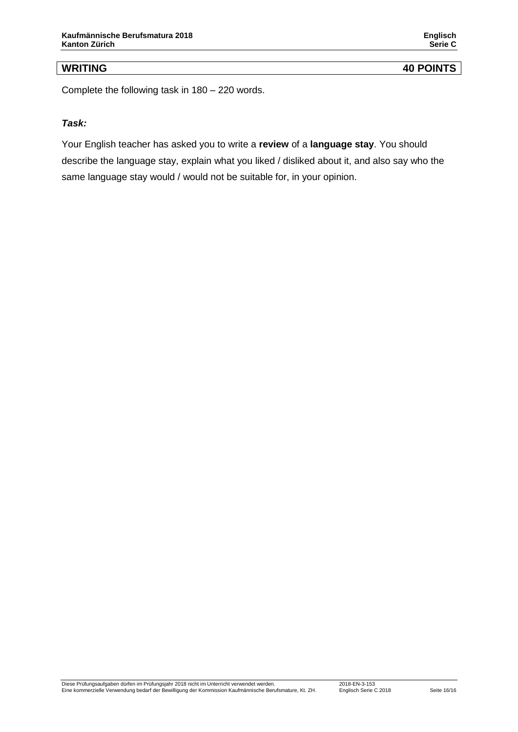## WRITING 40 POINTS

Complete the following task in 180 – 220 words.

***Task:***

Your English teacher has asked you to write a **review** of a **language stay**. You should describe the language stay, explain what you liked / disliked about it, and also say who the same language stay would / would not be suitable for, in your opinion.